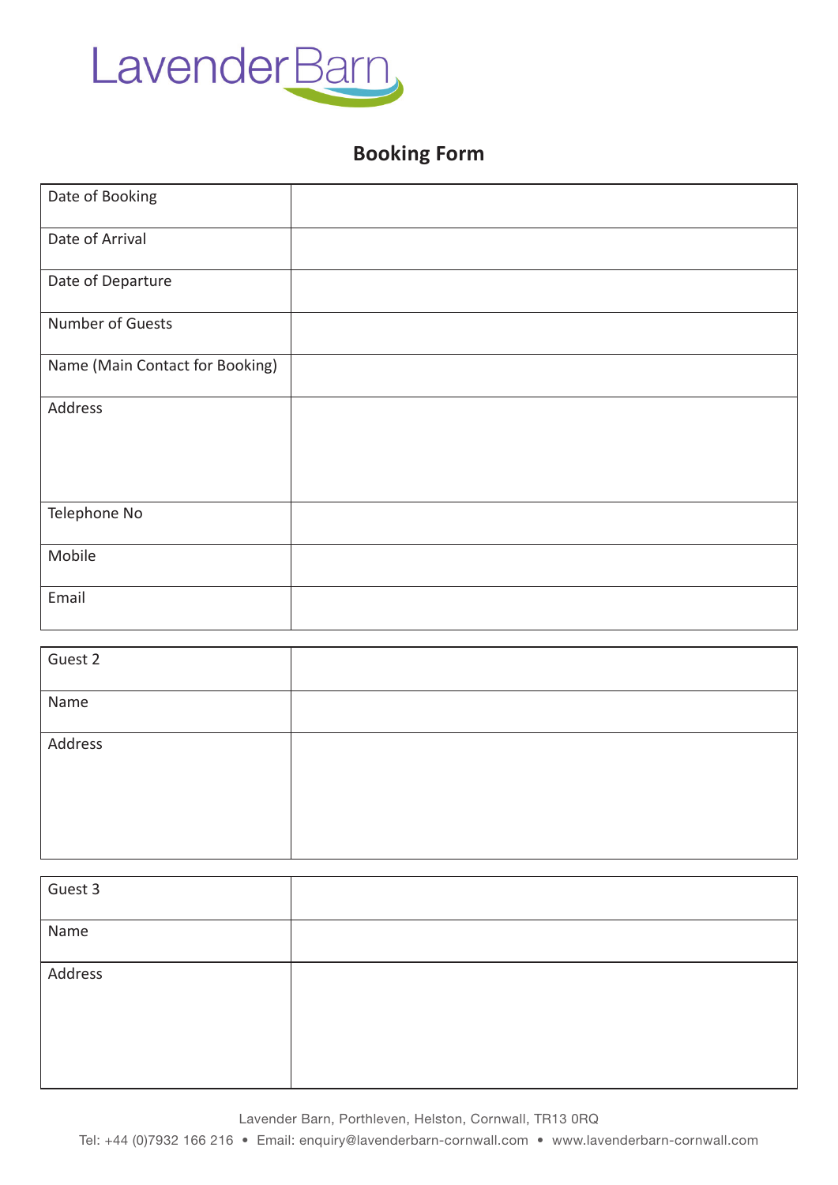LavenderBarn

## Booking Form

| | |
|---|---|
| Date of Booking | |
| Date of Arrival | |
| Date of Departure | |
| Number of Guests | |
| Name (Main Contact for Booking) | |
| Address | |
| Telephone No | |
| Mobile | |
| Email | |

| | |
|---|---|
| Guest 2 | |
| Name | |
| Address | |

| | |
|---|---|
| Guest 3 | |
| Name | |
| Address | |

Lavender Barn, Porthleven, Helston, Cornwall, TR13 0RQ

Tel: +44 (0)7932 166 216 • Email: enquiry@lavenderbarn-cornwall.com • www.lavenderbarn-cornwall.com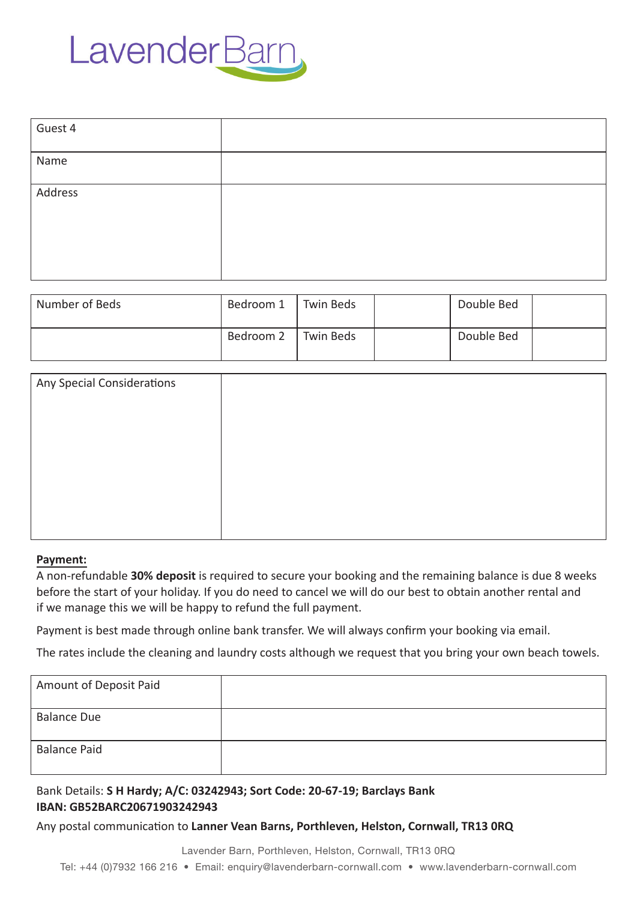LavenderBarn

| | |
|---|---|
| Guest 4 | |
| Name | |
| Address | |

| | | | | | |
|---|---|---|---|---|---|
| Number of Beds | Bedroom 1 | Twin Beds | | Double Bed | |
| | Bedroom 2 | Twin Beds | | Double Bed | |

| | |
|---|---|
| Any Special Considerations | |

**Payment:**

A non-refundable **30% deposit** is required to secure your booking and the remaining balance is due 8 weeks before the start of your holiday. If you do need to cancel we will do our best to obtain another rental and if we manage this we will be happy to refund the full payment.

Payment is best made through online bank transfer. We will always confirm your booking via email.

The rates include the cleaning and laundry costs although we request that you bring your own beach towels.

| | |
|---|---|
| Amount of Deposit Paid | |
| Balance Due | |
| Balance Paid | |

Bank Details: **S H Hardy; A/C: 03242943; Sort Code: 20-67-19; Barclays Bank**
**IBAN: GB52BARC20671903242943**

Any postal communication to **Lanner Vean Barns, Porthleven, Helston, Cornwall, TR13 0RQ**

Lavender Barn, Porthleven, Helston, Cornwall, TR13 0RQ

Tel: +44 (0)7932 166 216 • Email: enquiry@lavenderbarn-cornwall.com • www.lavenderbarn-cornwall.com